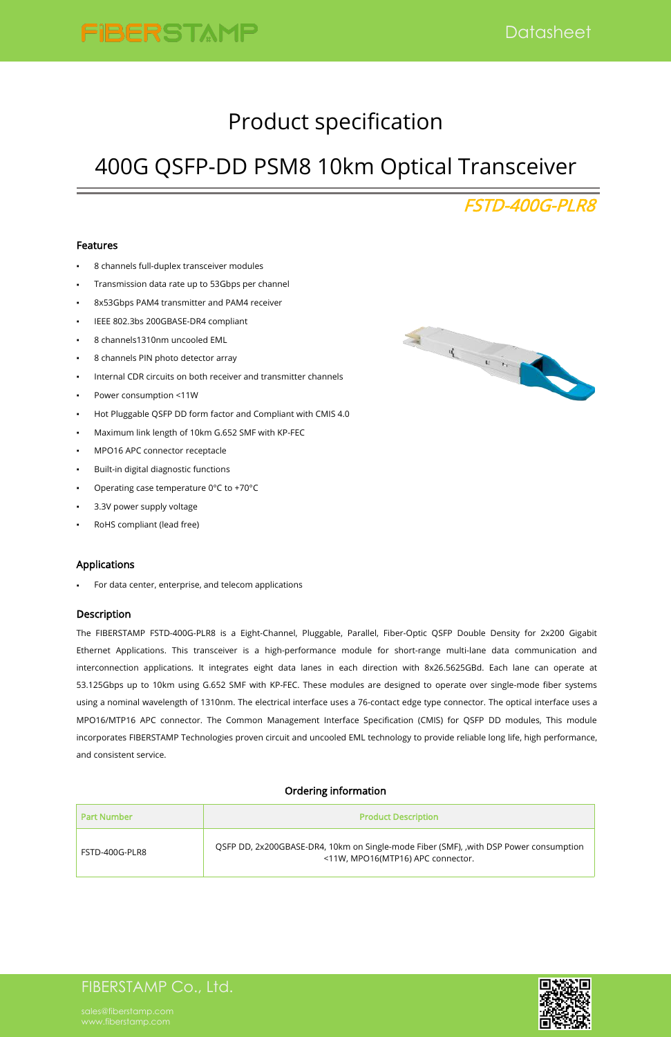# Product specification

# 400G QSFP-DD PSM8 10km Optical Transceiver

*FSTD-400G-PLR8*

## Features

- 8 channels full-duplex transceiver modules
- Transmission data rate up to 53Gbps per channel
- 8x53Gbps PAM4 transmitter and PAM4 receiver
- IEEE 802.3bs 200GBASE-DR4 compliant
- 8 channels1310nm uncooled EML
- 8 channels PIN photo detector array
- Internal CDR circuits on both receiver and transmitter channels
- Power consumption <11W
- Hot Pluggable QSFP DD form factor and Compliant with CMIS 4.0
- Maximum link length of 10km G.652 SMF with KP-FEC
- MPO16 APC connector receptacle
- Built-in digital diagnostic functions
- Operating case temperature 0°C to +70°C
- 3.3V power supply voltage
- RoHS compliant (lead free)

## Applications

- For data center, enterprise, and telecom applications

## Description

The FIBERSTAMP FSTD-400G-PLR8 is a Eight-Channel, Pluggable, Parallel, Fiber-Optic QSFP Double Density for 2x200 Gigabit Ethernet Applications. This transceiver is a high-performance module for short-range multi-lane data communication and interconnection applications. It integrates eight data lanes in each direction with 8x26.5625GBd. Each lane can operate at 53.125Gbps up to 10km using G.652 SMF with KP-FEC. These modules are designed to operate over single-mode fiber systems using a nominal wavelength of 1310nm. The electrical interface uses a 76-contact edge type connector. The optical interface uses a MPO16/MTP16 APC connector. The Common Management Interface Specification (CMIS) for QSFP DD modules, This module incorporates FIBERSTAMP Technologies proven circuit and uncooled EML technology to provide reliable long life, high performance, and consistent service.

### Ordering information

| Part Number | Product Description |
|---|---|
| FSTD-400G-PLR8 | QSFP DD, 2x200GBASE-DR4, 10km on Single-mode Fiber (SMF), ,with DSP Power consumption <11W, MPO16(MTP16) APC connector. |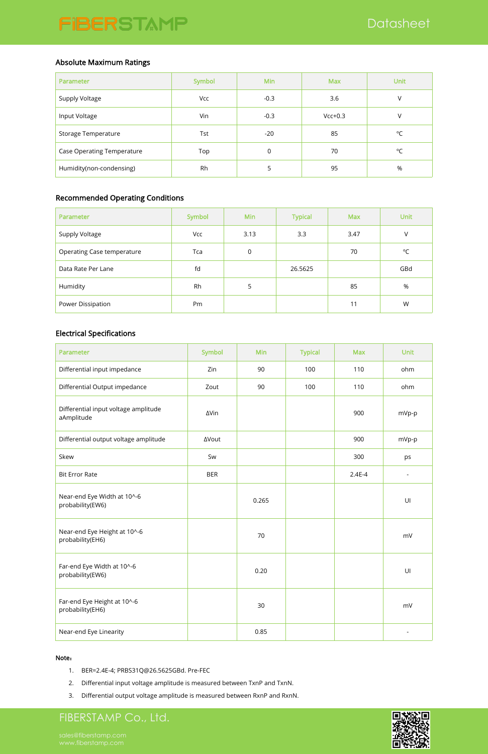## Absolute Maximum Ratings

| Parameter | Symbol | Min | Max | Unit |
|---|---|---|---|---|
| Supply Voltage | Vcc | -0.3 | 3.6 | V |
| Input Voltage | Vin | -0.3 | Vcc+0.3 | V |
| Storage Temperature | Tst | -20 | 85 | ℃ |
| Case Operating Temperature | Top | 0 | 70 | ℃ |
| Humidity(non-condensing) | Rh | 5 | 95 | % |

## Recommended Operating Conditions

| Parameter | Symbol | Min | Typical | Max | Unit |
|---|---|---|---|---|---|
| Supply Voltage | Vcc | 3.13 | 3.3 | 3.47 | V |
| Operating Case temperature | Tca | 0 | | 70 | ℃ |
| Data Rate Per Lane | fd | | 26.5625 | | GBd |
| Humidity | Rh | 5 | | 85 | % |
| Power Dissipation | Pm | | | 11 | W |

## Electrical Specifications

| Parameter | Symbol | Min | Typical | Max | Unit |
|---|---|---|---|---|---|
| Differential input impedance | Zin | 90 | 100 | 110 | ohm |
| Differential Output impedance | Zout | 90 | 100 | 110 | ohm |
| Differential input voltage amplitude aAmplitude | ΔVin | | | 900 | mVp-p |
| Differential output voltage amplitude | ΔVout | | | 900 | mVp-p |
| Skew | Sw | | | 300 | ps |
| Bit Error Rate | BER | | | 2.4E-4 | - |
| Near-end Eye Width at 10^-6 probability(EW6) | | 0.265 | | | UI |
| Near-end Eye Height at 10^-6 probability(EH6) | | 70 | | | mV |
| Far-end Eye Width at 10^-6 probability(EW6) | | 0.20 | | | UI |
| Far-end Eye Height at 10^-6 probability(EH6) | | 30 | | | mV |
| Near-end Eye Linearity | | 0.85 | | | - |

**Note:**

1. BER=2.4E-4; PRBS31Q@26.5625GBd. Pre-FEC
2. Differential input voltage amplitude is measured between TxnP and TxnN.
3. Differential output voltage amplitude is measured between RxnP and RxnN.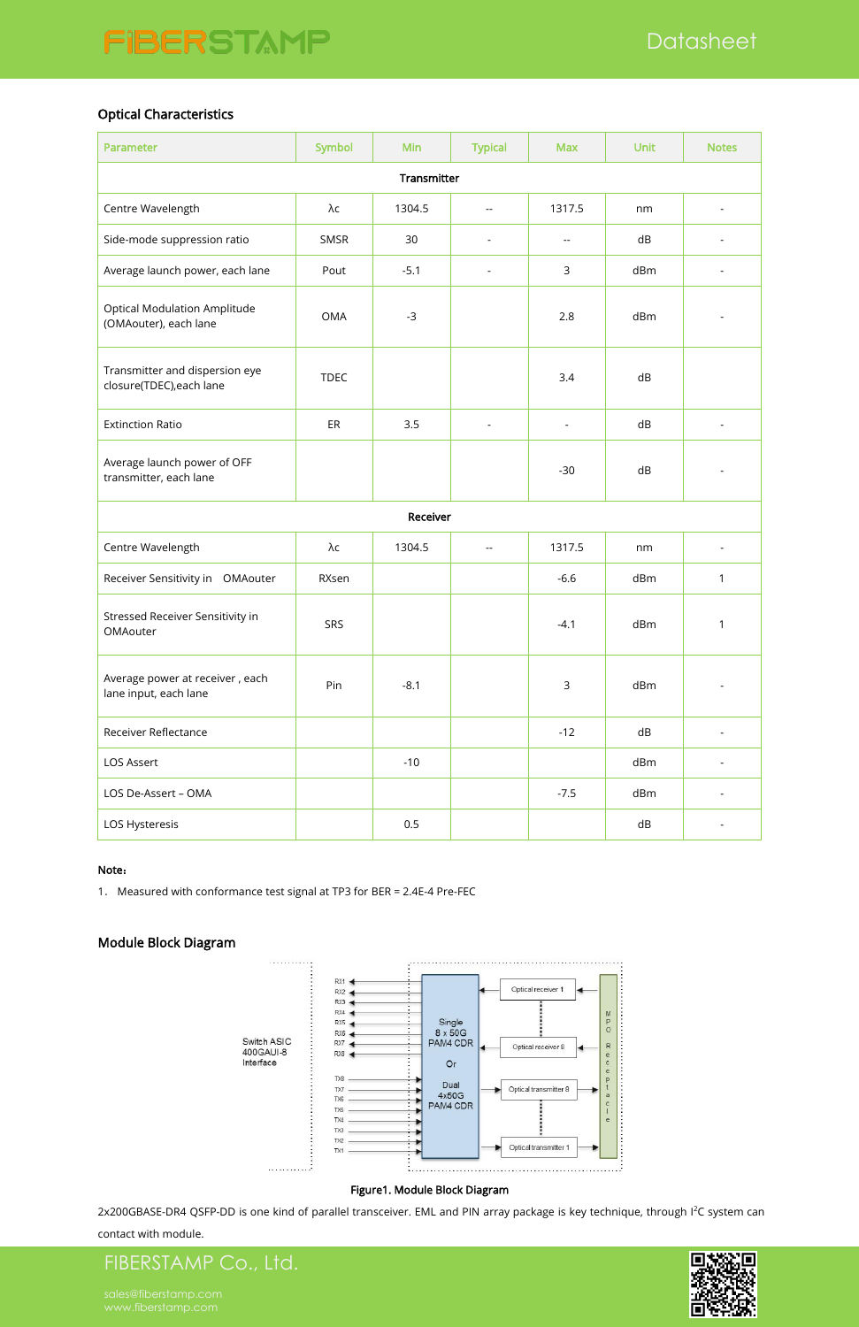## Optical Characteristics

| Parameter | Symbol | Min | Typical | Max | Unit | Notes |
|---|---|---|---|---|---|---|
| **Transmitter** | | | | | | |
| Centre Wavelength | λc | 1304.5 | -- | 1317.5 | nm | - |
| Side-mode suppression ratio | SMSR | 30 | - | -- | dB | - |
| Average launch power, each lane | Pout | -5.1 | - | 3 | dBm | - |
| Optical Modulation Amplitude (OMAouter), each lane | OMA | -3 | | 2.8 | dBm | - |
| Transmitter and dispersion eye closure(TDEC),each lane | TDEC | | | 3.4 | dB | |
| Extinction Ratio | ER | 3.5 | - | - | dB | - |
| Average launch power of OFF transmitter, each lane | | | | -30 | dB | - |
| **Receiver** | | | | | | |
| Centre Wavelength | λc | 1304.5 | -- | 1317.5 | nm | - |
| Receiver Sensitivity in OMAouter | RXsen | | | -6.6 | dBm | 1 |
| Stressed Receiver Sensitivity in OMAouter | SRS | | | -4.1 | dBm | 1 |
| Average power at receiver , each lane input, each lane | Pin | -8.1 | | 3 | dBm | - |
| Receiver Reflectance | | | | -12 | dB | - |
| LOS Assert | | -10 | | | dBm | - |
| LOS De-Assert – OMA | | | | -7.5 | dBm | - |
| LOS Hysteresis | | 0.5 | | | dB | - |

**Note:**

1. Measured with conformance test signal at TP3 for BER = 2.4E-4 Pre-FEC

## Module Block Diagram

Switch ASIC 400GAUI-8 Interface

RX1 RX2 RX3 RX4 RX5 RX6 RX7 RX8

TX8 TX7 TX6 TX5 TX4 TX3 TX2 TX1

Single 8 x 50G PAM4 CDR Or Dual 4x50G PAM4 CDR

Optical receiver 1, Optical receiver 8, Optical transmitter 8, Optical transmitter 1

MPO Receptacle

Figure1. Module Block Diagram

2x200GBASE-DR4 QSFP-DD is one kind of parallel transceiver. EML and PIN array package is key technique, through $I^2C$ system can contact with module.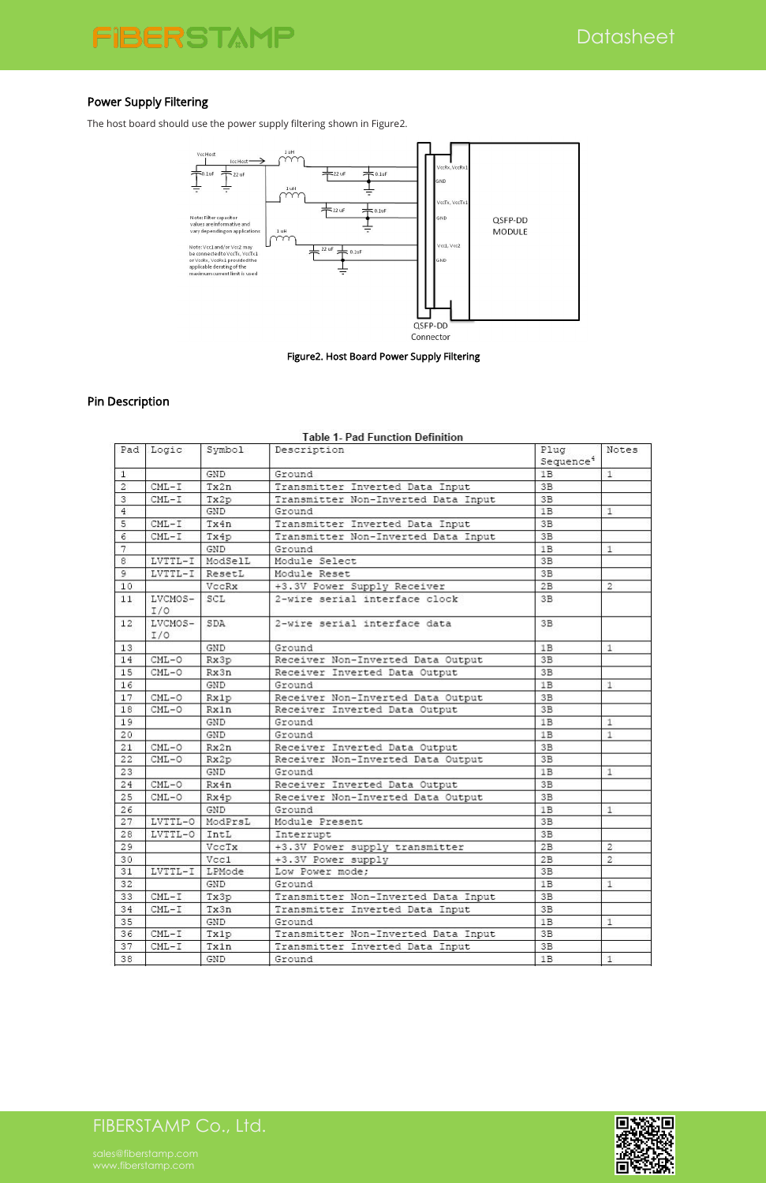## Power Supply Filtering

The host board should use the power supply filtering shown in Figure2.

Figure2. Host Board Power Supply Filtering

## Pin Description

**Table 1- Pad Function Definition**

| Pad | Logic | Symbol | Description | Plug Sequence[4] | Notes |
|---|---|---|---|---|---|
| 1 | | GND | Ground | 1B | 1 |
| 2 | CML-I | Tx2n | Transmitter Inverted Data Input | 3B | |
| 3 | CML-I | Tx2p | Transmitter Non-Inverted Data Input | 3B | |
| 4 | | GND | Ground | 1B | 1 |
| 5 | CML-I | Tx4n | Transmitter Inverted Data Input | 3B | |
| 6 | CML-I | Tx4p | Transmitter Non-Inverted Data Input | 3B | |
| 7 | | GND | Ground | 1B | 1 |
| 8 | LVTTL-I | ModSelL | Module Select | 3B | |
| 9 | LVTTL-I | ResetL | Module Reset | 3B | |
| 10 | | VccRx | +3.3V Power Supply Receiver | 2B | 2 |
| 11 | LVCMOS-I/O | SCL | 2-wire serial interface clock | 3B | |
| 12 | LVCMOS-I/O | SDA | 2-wire serial interface data | 3B | |
| 13 | | GND | Ground | 1B | 1 |
| 14 | CML-O | Rx3p | Receiver Non-Inverted Data Output | 3B | |
| 15 | CML-O | Rx3n | Receiver Inverted Data Output | 3B | |
| 16 | | GND | Ground | 1B | 1 |
| 17 | CML-O | Rx1p | Receiver Non-Inverted Data Output | 3B | |
| 18 | CML-O | Rx1n | Receiver Inverted Data Output | 3B | |
| 19 | | GND | Ground | 1B | 1 |
| 20 | | GND | Ground | 1B | 1 |
| 21 | CML-O | Rx2n | Receiver Inverted Data Output | 3B | |
| 22 | CML-O | Rx2p | Receiver Non-Inverted Data Output | 3B | |
| 23 | | GND | Ground | 1B | 1 |
| 24 | CML-O | Rx4n | Receiver Inverted Data Output | 3B | |
| 25 | CML-O | Rx4p | Receiver Non-Inverted Data Output | 3B | |
| 26 | | GND | Ground | 1B | 1 |
| 27 | LVTTL-O | ModPrsL | Module Present | 3B | |
| 28 | LVTTL-O | IntL | Interrupt | 3B | |
| 29 | | VccTx | +3.3V Power supply transmitter | 2B | 2 |
| 30 | | Vcc1 | +3.3V Power supply | 2B | 2 |
| 31 | LVTTL-I | LPMode | Low Power mode; | 3B | |
| 32 | | GND | Ground | 1B | 1 |
| 33 | CML-I | Tx3p | Transmitter Non-Inverted Data Input | 3B | |
| 34 | CML-I | Tx3n | Transmitter Inverted Data Input | 3B | |
| 35 | | GND | Ground | 1B | 1 |
| 36 | CML-I | Tx1p | Transmitter Non-Inverted Data Input | 3B | |
| 37 | CML-I | Tx1n | Transmitter Inverted Data Input | 3B | |
| 38 | | GND | Ground | 1B | 1 |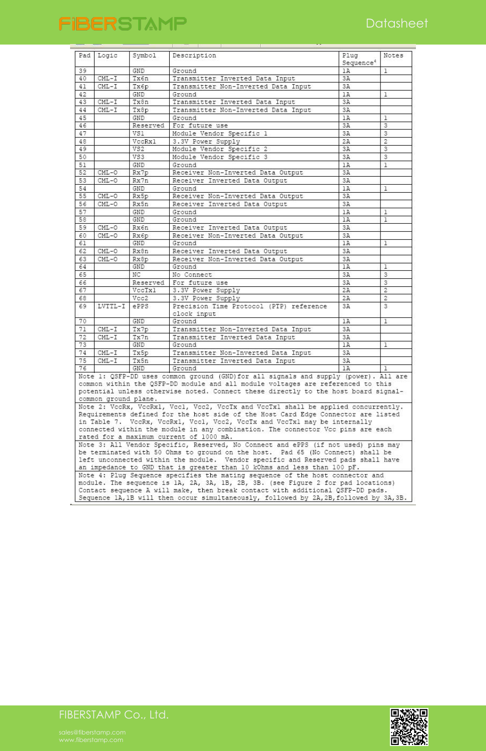| Pad | Logic | Symbol | Description | Plug Sequence[4] | Notes |
|---|---|---|---|---|---|
| 39 | | GND | Ground | 1A | 1 |
| 40 | CML-I | Tx6n | Transmitter Inverted Data Input | 3A | |
| 41 | CML-I | Tx6p | Transmitter Non-Inverted Data Input | 3A | |
| 42 | | GND | Ground | 1A | 1 |
| 43 | CML-I | Tx8n | Transmitter Inverted Data Input | 3A | |
| 44 | CML-I | Tx8p | Transmitter Non-Inverted Data Input | 3A | |
| 45 | | GND | Ground | 1A | 1 |
| 46 | | Reserved | For future use | 3A | 3 |
| 47 | | VS1 | Module Vendor Specific 1 | 3A | 3 |
| 48 | | VccRx1 | 3.3V Power Supply | 2A | 2 |
| 49 | | VS2 | Module Vendor Specific 2 | 3A | 3 |
| 50 | | VS3 | Module Vendor Specific 3 | 3A | 3 |
| 51 | | GND | Ground | 1A | 1 |
| 52 | CML-O | Rx7p | Receiver Non-Inverted Data Output | 3A | |
| 53 | CML-O | Rx7n | Receiver Inverted Data Output | 3A | |
| 54 | | GND | Ground | 1A | 1 |
| 55 | CML-O | Rx5p | Receiver Non-Inverted Data Output | 3A | |
| 56 | CML-O | Rx5n | Receiver Inverted Data Output | 3A | |
| 57 | | GND | Ground | 1A | 1 |
| 58 | | GND | Ground | 1A | 1 |
| 59 | CML-O | Rx6n | Receiver Inverted Data Output | 3A | |
| 60 | CML-O | Rx6p | Receiver Non-Inverted Data Output | 3A | |
| 61 | | GND | Ground | 1A | 1 |
| 62 | CML-O | Rx8n | Receiver Inverted Data Output | 3A | |
| 63 | CML-O | Rx8p | Receiver Non-Inverted Data Output | 3A | |
| 64 | | GND | Ground | 1A | 1 |
| 65 | | NC | No Connect | 3A | 3 |
| 66 | | Reserved | For future use | 3A | 3 |
| 67 | | VccTx1 | 3.3V Power Supply | 2A | 2 |
| 68 | | Vcc2 | 3.3V Power Supply | 2A | 2 |
| 69 | LVTTL-I | ePPS | Precision Time Protocol (PTP) reference clock input | 3A | 3 |
| 70 | | GND | Ground | 1A | 1 |
| 71 | CML-I | Tx7p | Transmitter Non-Inverted Data Input | 3A | |
| 72 | CML-I | Tx7n | Transmitter Inverted Data Input | 3A | |
| 73 | | GND | Ground | 1A | 1 |
| 74 | CML-I | Tx5p | Transmitter Non-Inverted Data Input | 3A | |
| 75 | CML-I | Tx5n | Transmitter Inverted Data Input | 3A | |
| 76 | | GND | Ground | 1A | 1 |

Note 1: QSFP-DD uses common ground (GND) for all signals and supply (power). All are common within the QSFP-DD module and all module voltages are referenced to this potential unless otherwise noted. Connect these directly to the host board signal-common ground plane.

Note 2: VccRx, VccRx1, Vcc1, Vcc2, VccTx and VccTx1 shall be applied concurrently. Requirements defined for the host side of the Host Card Edge Connector are listed in Table 7. VccRx, VccRx1, Vcc1, Vcc2, VccTx and VccTx1 may be internally connected within the module in any combination. The connector Vcc pins are each rated for a maximum current of 1000 mA.

Note 3: All Vendor Specific, Reserved, No Connect and ePPS (if not used) pins may be terminated with 50 Ohms to ground on the host. Pad 65 (No Connect) shall be left unconnected within the module. Vendor specific and Reserved pads shall have an impedance to GND that is greater than 10 kOhms and less than 100 pF.

Note 4: Plug Sequence specifies the mating sequence of the host connector and module. The sequence is 1A, 2A, 3A, 1B, 2B, 3B. (see Figure 2 for pad locations) Contact sequence A will make, then break contact with additional QSFP-DD pads. Sequence 1A,1B will then occur simultaneously, followed by 2A,2B,followed by 3A,3B.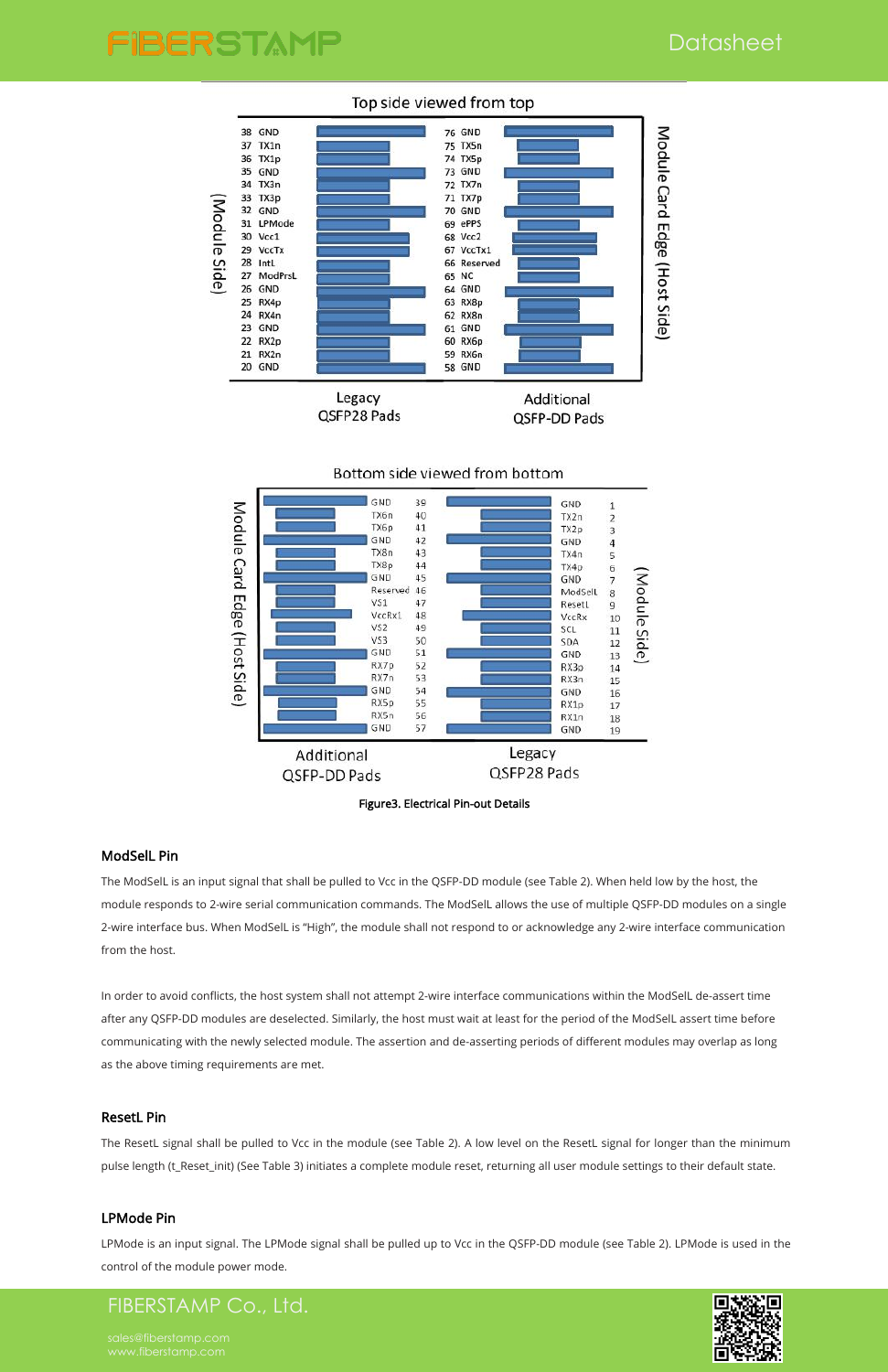Top side viewed from top

| Pin | Name | Pin | Name |
|---|---|---|---|
| 38 | GND | 76 | GND |
| 37 | TX1n | 75 | TX5n |
| 36 | TX1p | 74 | TX5p |
| 35 | GND | 73 | GND |
| 34 | TX3n | 72 | TX7n |
| 33 | TX3p | 71 | TX7p |
| 32 | GND | 70 | GND |
| 31 | LPMode | 69 | ePPS |
| 30 | Vcc1 | 68 | Vcc2 |
| 29 | VccTx | 67 | VccTx1 |
| 28 | IntL | 66 | Reserved |
| 27 | ModPrsL | 65 | NC |
| 26 | GND | 64 | GND |
| 25 | RX4p | 63 | RX8p |
| 24 | RX4n | 62 | RX8n |
| 23 | GND | 61 | GND |
| 22 | RX2p | 60 | RX6p |
| 21 | RX2n | 59 | RX6n |
| 20 | GND | 58 | GND |

(Module Side) — Legacy QSFP28 Pads — Additional QSFP-DD Pads — Module Card Edge (Host Side)

Bottom side viewed from bottom

| Name | Pin | Name | Pin |
|---|---|---|---|
| GND | 39 | GND | 1 |
| TX6n | 40 | TX2n | 2 |
| TX6p | 41 | TX2p | 3 |
| GND | 42 | GND | 4 |
| TX8n | 43 | TX4n | 5 |
| TX8p | 44 | TX4p | 6 |
| GND | 45 | GND | 7 |
| Reserved | 46 | ModSelL | 8 |
| VS1 | 47 | ResetL | 9 |
| VccRx1 | 48 | VccRx | 10 |
| VS2 | 49 | SCL | 11 |
| VS3 | 50 | SDA | 12 |
| GND | 51 | GND | 13 |
| RX7p | 52 | RX3p | 14 |
| RX7n | 53 | RX3n | 15 |
| GND | 54 | GND | 16 |
| RX5p | 55 | RX1p | 17 |
| RX5n | 56 | RX1n | 18 |
| GND | 57 | GND | 19 |

Module Card Edge (Host Side) — Additional QSFP-DD Pads — Legacy QSFP28 Pads — (Module Side)

**Figure3. Electrical Pin-out Details**

### ModSelL Pin

The ModSelL is an input signal that shall be pulled to Vcc in the QSFP-DD module (see Table 2). When held low by the host, the module responds to 2-wire serial communication commands. The ModSelL allows the use of multiple QSFP-DD modules on a single 2-wire interface bus. When ModSelL is "High", the module shall not respond to or acknowledge any 2-wire interface communication from the host.

In order to avoid conflicts, the host system shall not attempt 2-wire interface communications within the ModSelL de-assert time after any QSFP-DD modules are deselected. Similarly, the host must wait at least for the period of the ModSelL assert time before communicating with the newly selected module. The assertion and de-asserting periods of different modules may overlap as long as the above timing requirements are met.

### ResetL Pin

The ResetL signal shall be pulled to Vcc in the module (see Table 2). A low level on the ResetL signal for longer than the minimum pulse length (t_Reset_init) (See Table 3) initiates a complete module reset, returning all user module settings to their default state.

### LPMode Pin

LPMode is an input signal. The LPMode signal shall be pulled up to Vcc in the QSFP-DD module (see Table 2). LPMode is used in the control of the module power mode.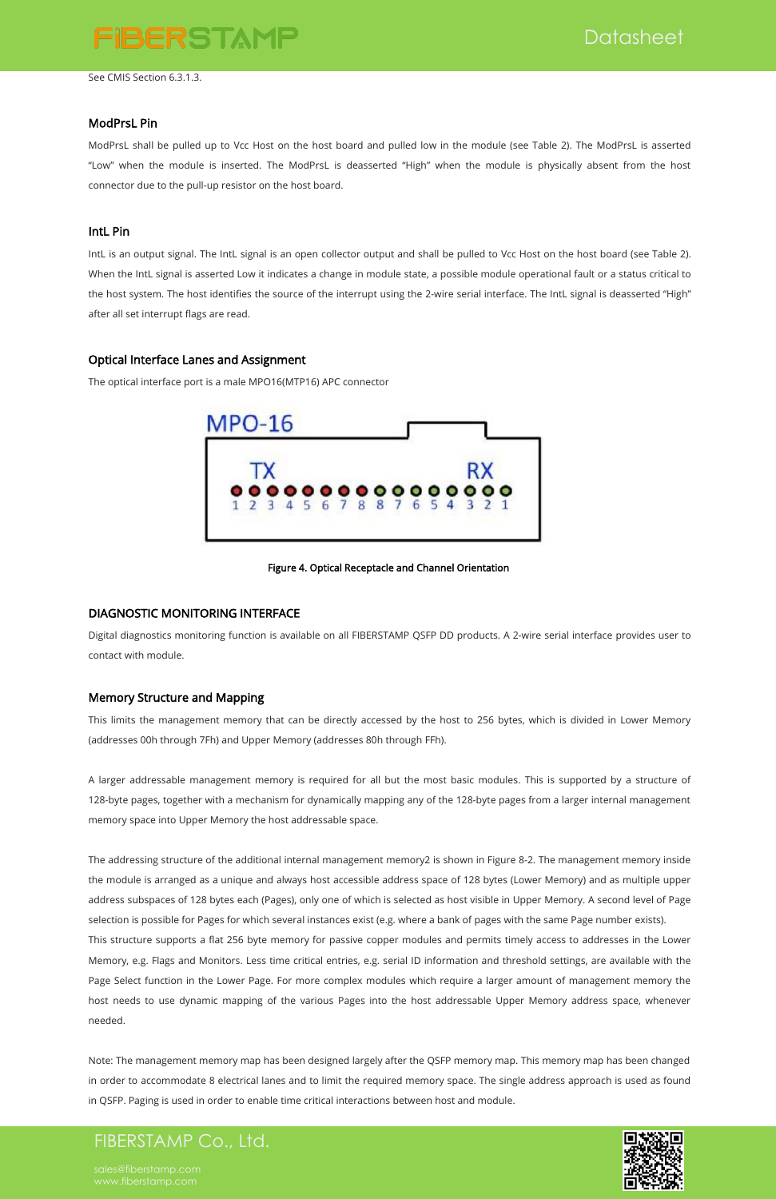See CMIS Section 6.3.1.3.

### ModPrsL Pin

ModPrsL shall be pulled up to Vcc Host on the host board and pulled low in the module (see Table 2). The ModPrsL is asserted "Low" when the module is inserted. The ModPrsL is deasserted "High" when the module is physically absent from the host connector due to the pull-up resistor on the host board.

### IntL Pin

IntL is an output signal. The IntL signal is an open collector output and shall be pulled to Vcc Host on the host board (see Table 2). When the IntL signal is asserted Low it indicates a change in module state, a possible module operational fault or a status critical to the host system. The host identifies the source of the interrupt using the 2-wire serial interface. The IntL signal is deasserted "High" after all set interrupt flags are read.

### Optical Interface Lanes and Assignment

The optical interface port is a male MPO16(MTP16) APC connector

MPO-16

TX: 1 2 3 4 5 6 7 8 — RX: 8 7 6 5 4 3 2 1

Figure 4. Optical Receptacle and Channel Orientation

## DIAGNOSTIC MONITORING INTERFACE

Digital diagnostics monitoring function is available on all FIBERSTAMP QSFP DD products. A 2-wire serial interface provides user to contact with module.

### Memory Structure and Mapping

This limits the management memory that can be directly accessed by the host to 256 bytes, which is divided in Lower Memory (addresses 00h through 7Fh) and Upper Memory (addresses 80h through FFh).

A larger addressable management memory is required for all but the most basic modules. This is supported by a structure of 128-byte pages, together with a mechanism for dynamically mapping any of the 128-byte pages from a larger internal management memory space into Upper Memory the host addressable space.

The addressing structure of the additional internal management memory2 is shown in Figure 8-2. The management memory inside the module is arranged as a unique and always host accessible address space of 128 bytes (Lower Memory) and as multiple upper address subspaces of 128 bytes each (Pages), only one of which is selected as host visible in Upper Memory. A second level of Page selection is possible for Pages for which several instances exist (e.g. where a bank of pages with the same Page number exists).
This structure supports a flat 256 byte memory for passive copper modules and permits timely access to addresses in the Lower Memory, e.g. Flags and Monitors. Less time critical entries, e.g. serial ID information and threshold settings, are available with the Page Select function in the Lower Page. For more complex modules which require a larger amount of management memory the host needs to use dynamic mapping of the various Pages into the host addressable Upper Memory address space, whenever needed.

Note: The management memory map has been designed largely after the QSFP memory map. This memory map has been changed in order to accommodate 8 electrical lanes and to limit the required memory space. The single address approach is used as found in QSFP. Paging is used in order to enable time critical interactions between host and module.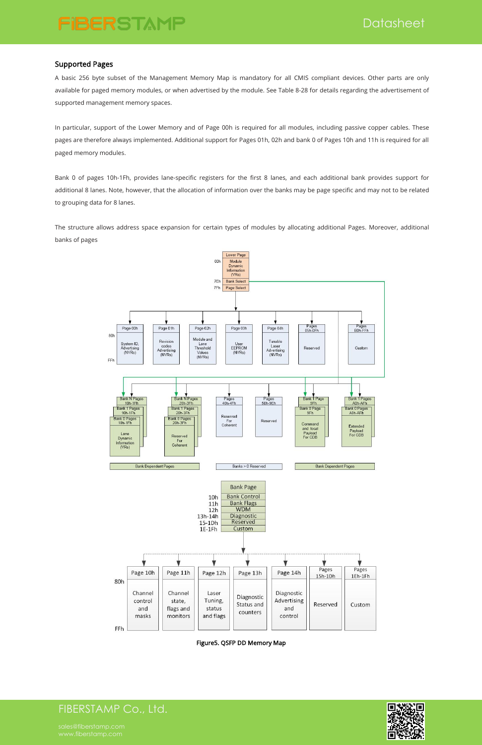## Supported Pages

A basic 256 byte subset of the Management Memory Map is mandatory for all CMIS compliant devices. Other parts are only available for paged memory modules, or when advertised by the module. See Table 8-28 for details regarding the advertisement of supported management memory spaces.

In particular, support of the Lower Memory and of Page 00h is required for all modules, including passive copper cables. These pages are therefore always implemented. Additional support for Pages 01h, 02h and bank 0 of Pages 10h and 11h is required for all paged memory modules.

Bank 0 of pages 10h-1Fh, provides lane-specific registers for the first 8 lanes, and each additional bank provides support for additional 8 lanes. Note, however, that the allocation of information over the banks may be page specific and may not to be related to grouping data for 8 lanes.

The structure allows address space expansion for certain types of modules by allocating additional Pages. Moreover, additional banks of pages

Figure5. QSFP DD Memory Map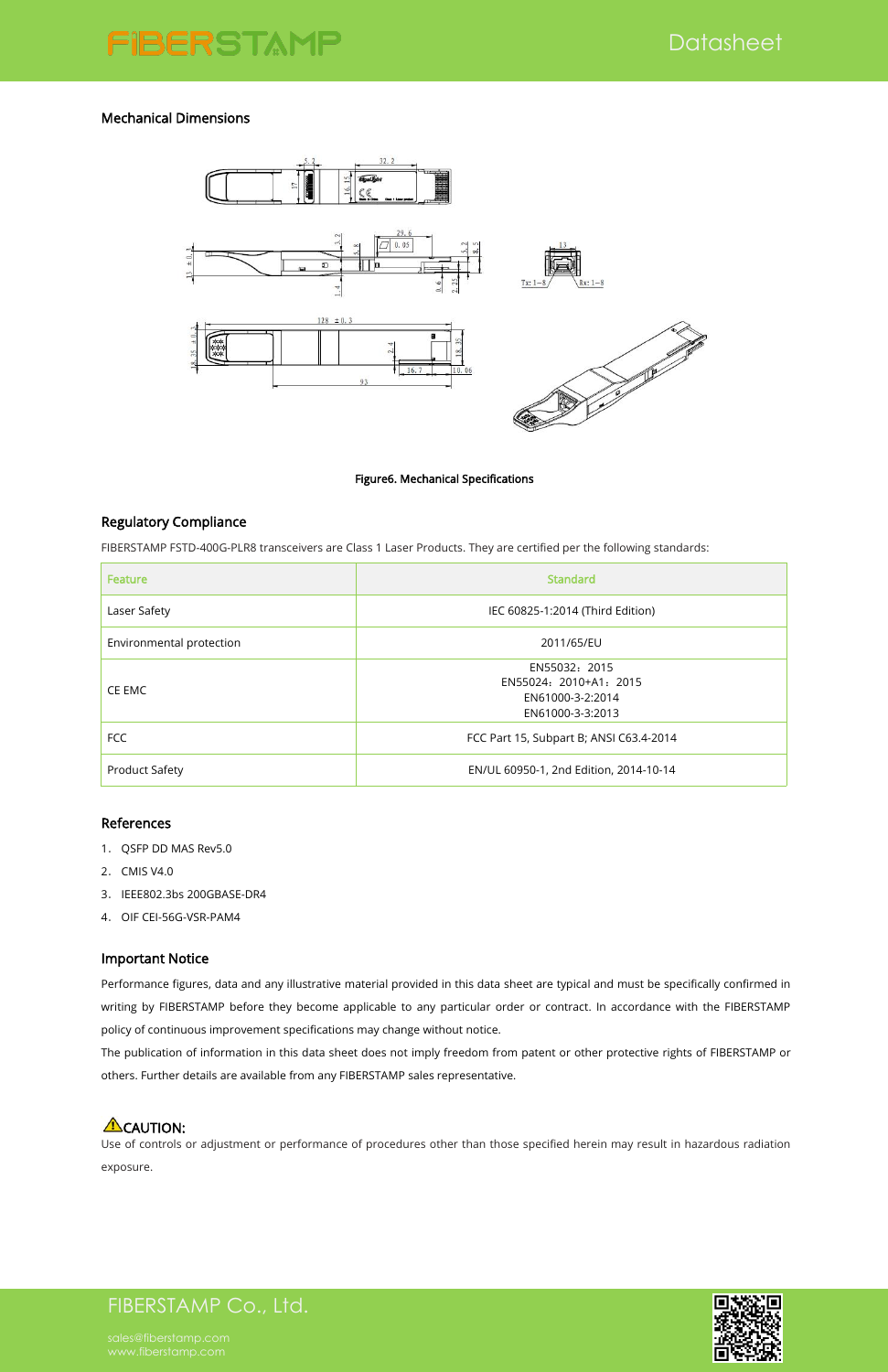## Mechanical Dimensions

Figure6. Mechanical Specifications

## Regulatory Compliance

FIBERSTAMP FSTD-400G-PLR8 transceivers are Class 1 Laser Products. They are certified per the following standards:

| Feature | Standard |
|---|---|
| Laser Safety | IEC 60825-1:2014 (Third Edition) |
| Environmental protection | 2011/65/EU |
| CE EMC | EN55032：2015<br>EN55024：2010+A1：2015<br>EN61000-3-2:2014<br>EN61000-3-3:2013 |
| FCC | FCC Part 15, Subpart B; ANSI C63.4-2014 |
| Product Safety | EN/UL 60950-1, 2nd Edition, 2014-10-14 |

## References

1. QSFP DD MAS Rev5.0
2. CMIS V4.0
3. IEEE802.3bs 200GBASE-DR4
4. OIF CEI-56G-VSR-PAM4

## Important Notice

Performance figures, data and any illustrative material provided in this data sheet are typical and must be specifically confirmed in writing by FIBERSTAMP before they become applicable to any particular order or contract. In accordance with the FIBERSTAMP policy of continuous improvement specifications may change without notice.

The publication of information in this data sheet does not imply freedom from patent or other protective rights of FIBERSTAMP or others. Further details are available from any FIBERSTAMP sales representative.

⚠CAUTION:

Use of controls or adjustment or performance of procedures other than those specified herein may result in hazardous radiation exposure.

FIBERSTAMP Co., Ltd.

sales@fiberstamp.com
www.fiberstamp.com